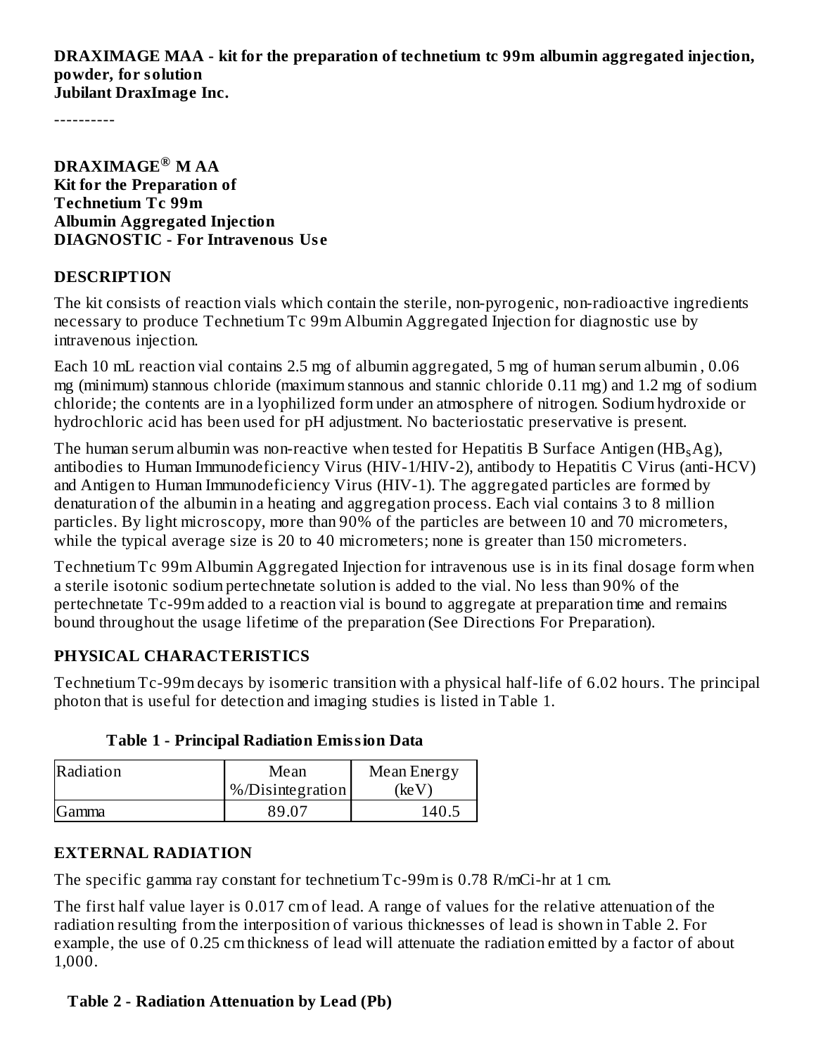**DRAXIMAGE MAA - kit for the preparation of technetium tc 99m albumin aggregated injection, powder, for solution**
**Jubilant DraxImage Inc.**

----------

**DRAXIMAGE® M AA**
**Kit for the Preparation of**
**Technetium Tc 99m**
**Albumin Aggregated Injection**
**DIAGNOSTIC - For Intravenous Use**

## DESCRIPTION

The kit consists of reaction vials which contain the sterile, non-pyrogenic, non-radioactive ingredients necessary to produce Technetium Tc 99m Albumin Aggregated Injection for diagnostic use by intravenous injection.

Each 10 mL reaction vial contains 2.5 mg of albumin aggregated, 5 mg of human serum albumin , 0.06 mg (minimum) stannous chloride (maximum stannous and stannic chloride 0.11 mg) and 1.2 mg of sodium chloride; the contents are in a lyophilized form under an atmosphere of nitrogen. Sodium hydroxide or hydrochloric acid has been used for pH adjustment. No bacteriostatic preservative is present.

The human serum albumin was non-reactive when tested for Hepatitis B Surface Antigen ($HB_sAg$), antibodies to Human Immunodeficiency Virus (HIV-1/HIV-2), antibody to Hepatitis C Virus (anti-HCV) and Antigen to Human Immunodeficiency Virus (HIV-1). The aggregated particles are formed by denaturation of the albumin in a heating and aggregation process. Each vial contains 3 to 8 million particles. By light microscopy, more than 90% of the particles are between 10 and 70 micrometers, while the typical average size is 20 to 40 micrometers; none is greater than 150 micrometers.

Technetium Tc 99m Albumin Aggregated Injection for intravenous use is in its final dosage form when a sterile isotonic sodium pertechnetate solution is added to the vial. No less than 90% of the pertechnetate Tc-99m added to a reaction vial is bound to aggregate at preparation time and remains bound throughout the usage lifetime of the preparation (See Directions For Preparation).

## PHYSICAL CHARACTERISTICS

Technetium Tc-99m decays by isomeric transition with a physical half-life of 6.02 hours. The principal photon that is useful for detection and imaging studies is listed in Table 1.

**Table 1 - Principal Radiation Emission Data**

| Radiation | Mean %/Disintegration | Mean Energy (keV) |
|---|---|---|
| Gamma | 89.07 | 140.5 |

## EXTERNAL RADIATION

The specific gamma ray constant for technetium Tc-99m is 0.78 R/mCi-hr at 1 cm.

The first half value layer is 0.017 cm of lead. A range of values for the relative attenuation of the radiation resulting from the interposition of various thicknesses of lead is shown in Table 2. For example, the use of 0.25 cm thickness of lead will attenuate the radiation emitted by a factor of about 1,000.

**Table 2 - Radiation Attenuation by Lead (Pb)**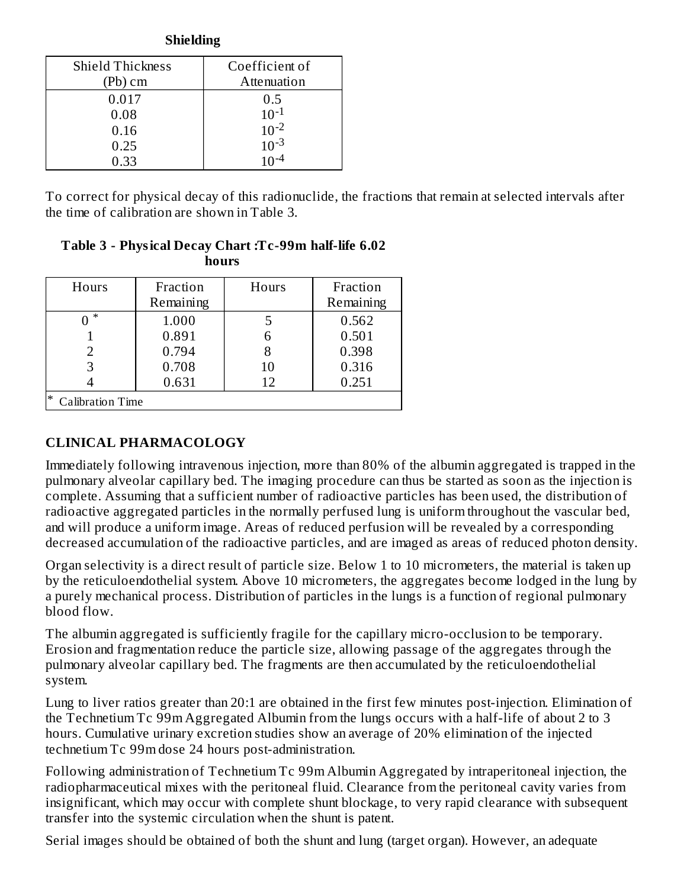**Shielding**

| Shield Thickness (Pb) cm | Coefficient of Attenuation |
|---|---|
| 0.017 | 0.5 |
| 0.08 | $10^{-1}$ |
| 0.16 | $10^{-2}$ |
| 0.25 | $10^{-3}$ |
| 0.33 | $10^{-4}$ |

To correct for physical decay of this radionuclide, the fractions that remain at selected intervals after the time of calibration are shown in Table 3.

**Table 3 - Physical Decay Chart :Tc-99m half-life 6.02 hours**

| Hours | Fraction Remaining | Hours | Fraction Remaining |
|---|---|---|---|
| 0 * | 1.000 | 5 | 0.562 |
| 1 | 0.891 | 6 | 0.501 |
| 2 | 0.794 | 8 | 0.398 |
| 3 | 0.708 | 10 | 0.316 |
| 4 | 0.631 | 12 | 0.251 |
| * Calibration Time | | | |

## CLINICAL PHARMACOLOGY

Immediately following intravenous injection, more than 80% of the albumin aggregated is trapped in the pulmonary alveolar capillary bed. The imaging procedure can thus be started as soon as the injection is complete. Assuming that a sufficient number of radioactive particles has been used, the distribution of radioactive aggregated particles in the normally perfused lung is uniform throughout the vascular bed, and will produce a uniform image. Areas of reduced perfusion will be revealed by a corresponding decreased accumulation of the radioactive particles, and are imaged as areas of reduced photon density.

Organ selectivity is a direct result of particle size. Below 1 to 10 micrometers, the material is taken up by the reticuloendothelial system. Above 10 micrometers, the aggregates become lodged in the lung by a purely mechanical process. Distribution of particles in the lungs is a function of regional pulmonary blood flow.

The albumin aggregated is sufficiently fragile for the capillary micro-occlusion to be temporary. Erosion and fragmentation reduce the particle size, allowing passage of the aggregates through the pulmonary alveolar capillary bed. The fragments are then accumulated by the reticuloendothelial system.

Lung to liver ratios greater than 20:1 are obtained in the first few minutes post-injection. Elimination of the Technetium Tc 99m Aggregated Albumin from the lungs occurs with a half-life of about 2 to 3 hours. Cumulative urinary excretion studies show an average of 20% elimination of the injected technetium Tc 99m dose 24 hours post-administration.

Following administration of Technetium Tc 99m Albumin Aggregated by intraperitoneal injection, the radiopharmaceutical mixes with the peritoneal fluid. Clearance from the peritoneal cavity varies from insignificant, which may occur with complete shunt blockage, to very rapid clearance with subsequent transfer into the systemic circulation when the shunt is patent.

Serial images should be obtained of both the shunt and lung (target organ). However, an adequate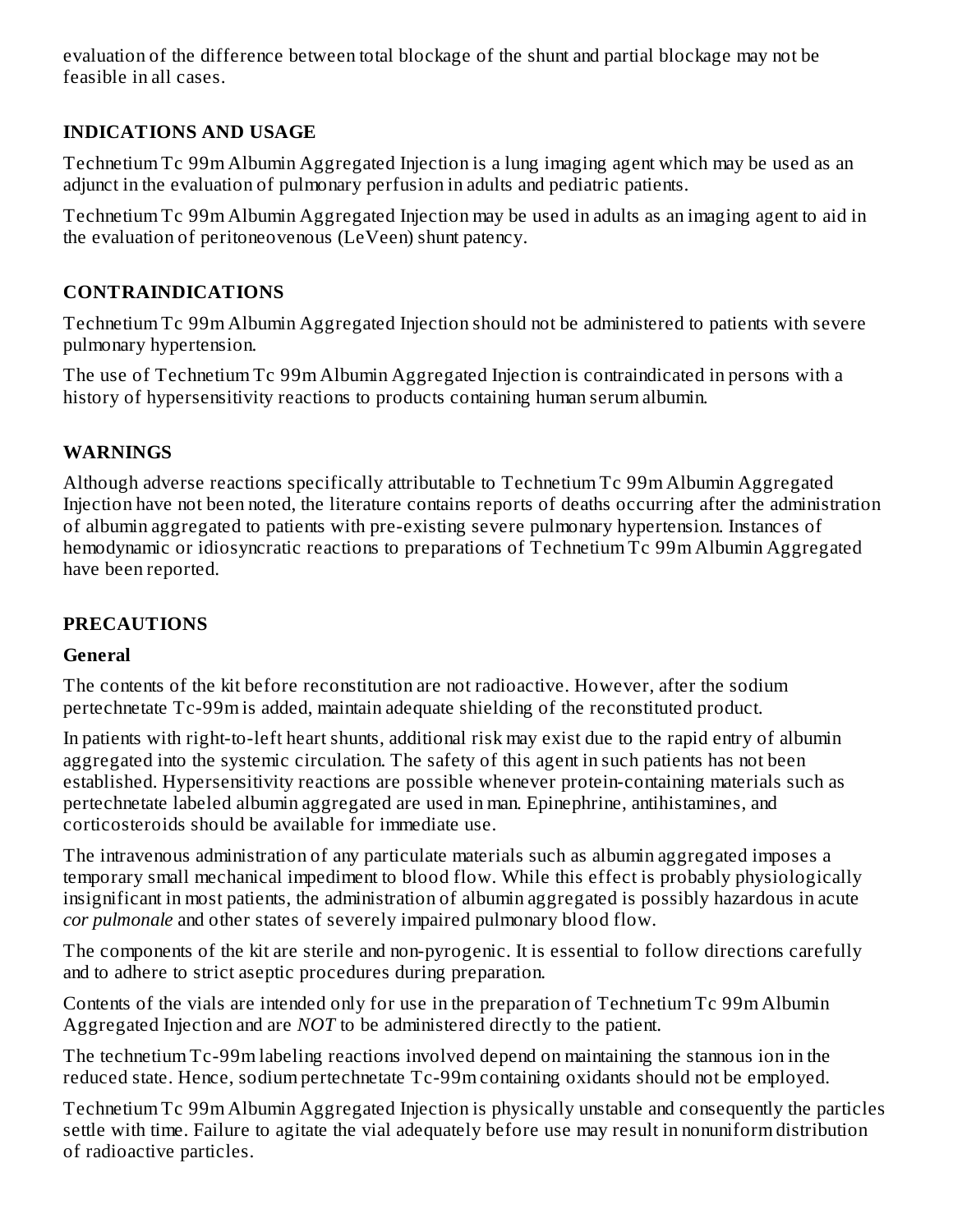evaluation of the difference between total blockage of the shunt and partial blockage may not be feasible in all cases.

## INDICATIONS AND USAGE

Technetium Tc 99m Albumin Aggregated Injection is a lung imaging agent which may be used as an adjunct in the evaluation of pulmonary perfusion in adults and pediatric patients.

Technetium Tc 99m Albumin Aggregated Injection may be used in adults as an imaging agent to aid in the evaluation of peritoneovenous (LeVeen) shunt patency.

## CONTRAINDICATIONS

Technetium Tc 99m Albumin Aggregated Injection should not be administered to patients with severe pulmonary hypertension.

The use of Technetium Tc 99m Albumin Aggregated Injection is contraindicated in persons with a history of hypersensitivity reactions to products containing human serum albumin.

## WARNINGS

Although adverse reactions specifically attributable to Technetium Tc 99m Albumin Aggregated Injection have not been noted, the literature contains reports of deaths occurring after the administration of albumin aggregated to patients with pre-existing severe pulmonary hypertension. Instances of hemodynamic or idiosyncratic reactions to preparations of Technetium Tc 99m Albumin Aggregated have been reported.

## PRECAUTIONS

### General

The contents of the kit before reconstitution are not radioactive. However, after the sodium pertechnetate Tc-99m is added, maintain adequate shielding of the reconstituted product.

In patients with right-to-left heart shunts, additional risk may exist due to the rapid entry of albumin aggregated into the systemic circulation. The safety of this agent in such patients has not been established. Hypersensitivity reactions are possible whenever protein-containing materials such as pertechnetate labeled albumin aggregated are used in man. Epinephrine, antihistamines, and corticosteroids should be available for immediate use.

The intravenous administration of any particulate materials such as albumin aggregated imposes a temporary small mechanical impediment to blood flow. While this effect is probably physiologically insignificant in most patients, the administration of albumin aggregated is possibly hazardous in acute *cor pulmonale* and other states of severely impaired pulmonary blood flow.

The components of the kit are sterile and non-pyrogenic. It is essential to follow directions carefully and to adhere to strict aseptic procedures during preparation.

Contents of the vials are intended only for use in the preparation of Technetium Tc 99m Albumin Aggregated Injection and are *NOT* to be administered directly to the patient.

The technetium Tc-99m labeling reactions involved depend on maintaining the stannous ion in the reduced state. Hence, sodium pertechnetate Tc-99m containing oxidants should not be employed.

Technetium Tc 99m Albumin Aggregated Injection is physically unstable and consequently the particles settle with time. Failure to agitate the vial adequately before use may result in nonuniform distribution of radioactive particles.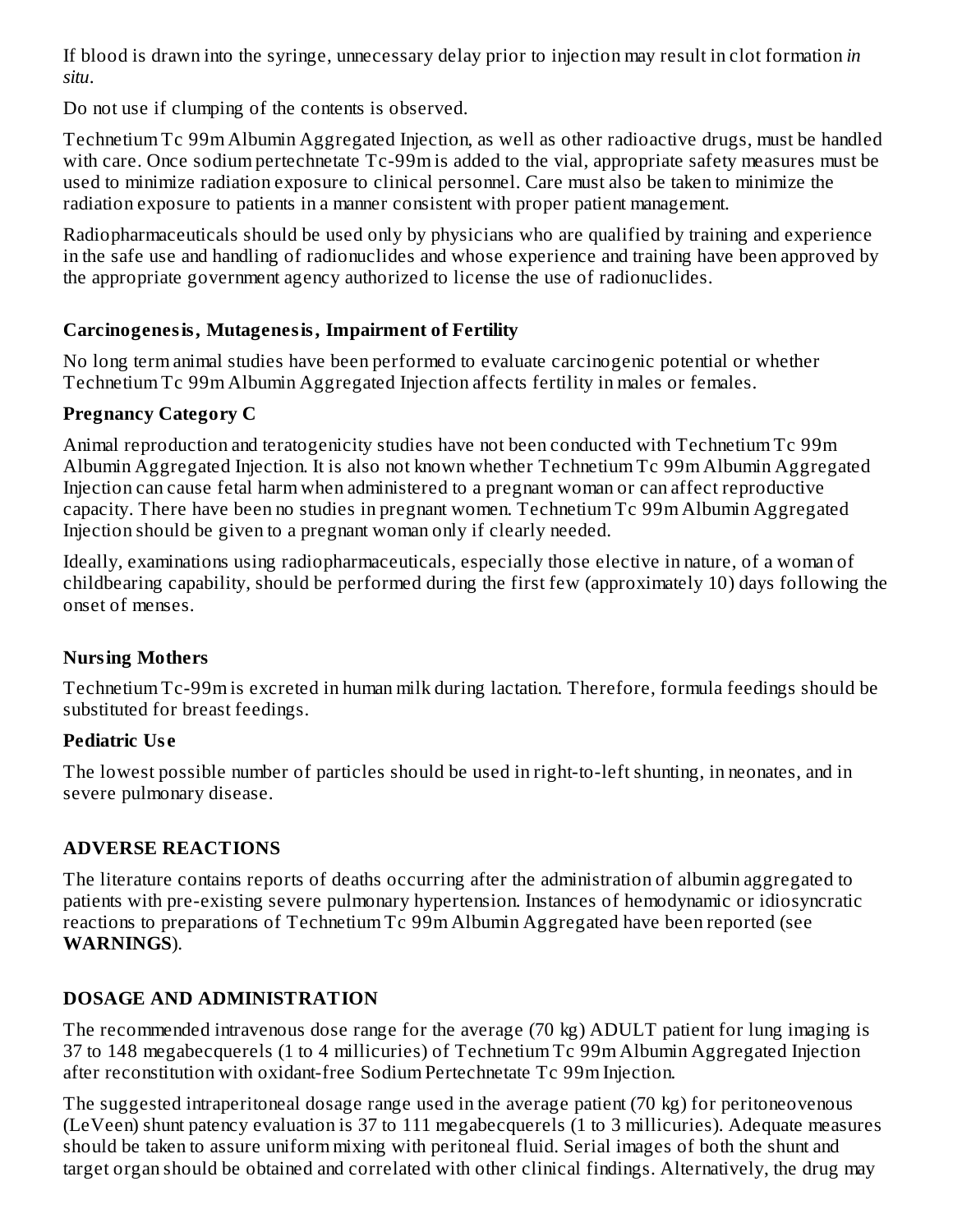If blood is drawn into the syringe, unnecessary delay prior to injection may result in clot formation *in situ*.

Do not use if clumping of the contents is observed.

Technetium Tc 99m Albumin Aggregated Injection, as well as other radioactive drugs, must be handled with care. Once sodium pertechnetate Tc-99m is added to the vial, appropriate safety measures must be used to minimize radiation exposure to clinical personnel. Care must also be taken to minimize the radiation exposure to patients in a manner consistent with proper patient management.

Radiopharmaceuticals should be used only by physicians who are qualified by training and experience in the safe use and handling of radionuclides and whose experience and training have been approved by the appropriate government agency authorized to license the use of radionuclides.

### Carcinogenesis, Mutagenesis, Impairment of Fertility

No long term animal studies have been performed to evaluate carcinogenic potential or whether Technetium Tc 99m Albumin Aggregated Injection affects fertility in males or females.

### Pregnancy Category C

Animal reproduction and teratogenicity studies have not been conducted with Technetium Tc 99m Albumin Aggregated Injection. It is also not known whether Technetium Tc 99m Albumin Aggregated Injection can cause fetal harm when administered to a pregnant woman or can affect reproductive capacity. There have been no studies in pregnant women. Technetium Tc 99m Albumin Aggregated Injection should be given to a pregnant woman only if clearly needed.

Ideally, examinations using radiopharmaceuticals, especially those elective in nature, of a woman of childbearing capability, should be performed during the first few (approximately 10) days following the onset of menses.

### Nursing Mothers

Technetium Tc-99m is excreted in human milk during lactation. Therefore, formula feedings should be substituted for breast feedings.

### Pediatric Use

The lowest possible number of particles should be used in right-to-left shunting, in neonates, and in severe pulmonary disease.

## ADVERSE REACTIONS

The literature contains reports of deaths occurring after the administration of albumin aggregated to patients with pre-existing severe pulmonary hypertension. Instances of hemodynamic or idiosyncratic reactions to preparations of Technetium Tc 99m Albumin Aggregated have been reported (see **WARNINGS**).

## DOSAGE AND ADMINISTRATION

The recommended intravenous dose range for the average (70 kg) ADULT patient for lung imaging is 37 to 148 megabecquerels (1 to 4 millicuries) of Technetium Tc 99m Albumin Aggregated Injection after reconstitution with oxidant-free Sodium Pertechnetate Tc 99m Injection.

The suggested intraperitoneal dosage range used in the average patient (70 kg) for peritoneovenous (LeVeen) shunt patency evaluation is 37 to 111 megabecquerels (1 to 3 millicuries). Adequate measures should be taken to assure uniform mixing with peritoneal fluid. Serial images of both the shunt and target organ should be obtained and correlated with other clinical findings. Alternatively, the drug may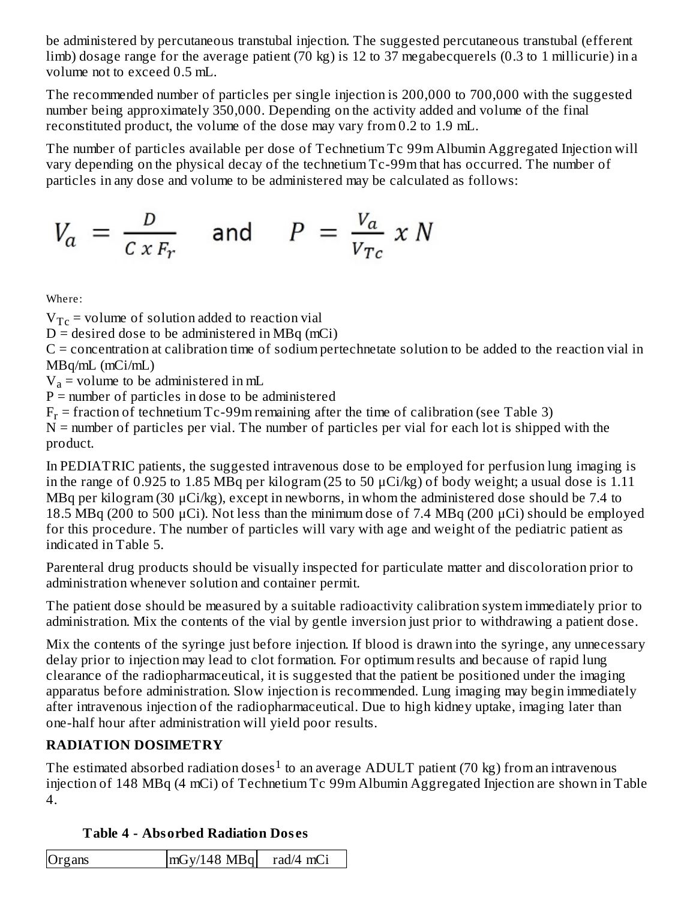be administered by percutaneous transtubal injection. The suggested percutaneous transtubal (efferent limb) dosage range for the average patient (70 kg) is 12 to 37 megabecquerels (0.3 to 1 millicurie) in a volume not to exceed 0.5 mL.

The recommended number of particles per single injection is 200,000 to 700,000 with the suggested number being approximately 350,000. Depending on the activity added and volume of the final reconstituted product, the volume of the dose may vary from 0.2 to 1.9 mL.

The number of particles available per dose of Technetium Tc 99m Albumin Aggregated Injection will vary depending on the physical decay of the technetium Tc-99m that has occurred. The number of particles in any dose and volume to be administered may be calculated as follows:

$$V_a = \frac{D}{C \; x \; F_r} \quad \text{and} \quad P = \frac{V_a}{V_{Tc}} \; x \; N$$

Where:

$V_{Tc}$ = volume of solution added to reaction vial
D = desired dose to be administered in MBq (mCi)
C = concentration at calibration time of sodium pertechnetate solution to be added to the reaction vial in MBq/mL (mCi/mL)
$V_a$ = volume to be administered in mL
P = number of particles in dose to be administered
$F_r$ = fraction of technetium Tc-99m remaining after the time of calibration (see Table 3)
N = number of particles per vial. The number of particles per vial for each lot is shipped with the product.

In PEDIATRIC patients, the suggested intravenous dose to be employed for perfusion lung imaging is in the range of 0.925 to 1.85 MBq per kilogram (25 to 50 µCi/kg) of body weight; a usual dose is 1.11 MBq per kilogram (30 µCi/kg), except in newborns, in whom the administered dose should be 7.4 to 18.5 MBq (200 to 500 µCi). Not less than the minimum dose of 7.4 MBq (200 µCi) should be employed for this procedure. The number of particles will vary with age and weight of the pediatric patient as indicated in Table 5.

Parenteral drug products should be visually inspected for particulate matter and discoloration prior to administration whenever solution and container permit.

The patient dose should be measured by a suitable radioactivity calibration system immediately prior to administration. Mix the contents of the vial by gentle inversion just prior to withdrawing a patient dose.

Mix the contents of the syringe just before injection. If blood is drawn into the syringe, any unnecessary delay prior to injection may lead to clot formation. For optimum results and because of rapid lung clearance of the radiopharmaceutical, it is suggested that the patient be positioned under the imaging apparatus before administration. Slow injection is recommended. Lung imaging may begin immediately after intravenous injection of the radiopharmaceutical. Due to high kidney uptake, imaging later than one-half hour after administration will yield poor results.

## RADIATION DOSIMETRY

The estimated absorbed radiation doses[1] to an average ADULT patient (70 kg) from an intravenous injection of 148 MBq (4 mCi) of Technetium Tc 99m Albumin Aggregated Injection are shown in Table 4.

**Table 4 - Absorbed Radiation Doses**

| Organs | mGy/148 MBq | rad/4 mCi |
|---|---|---|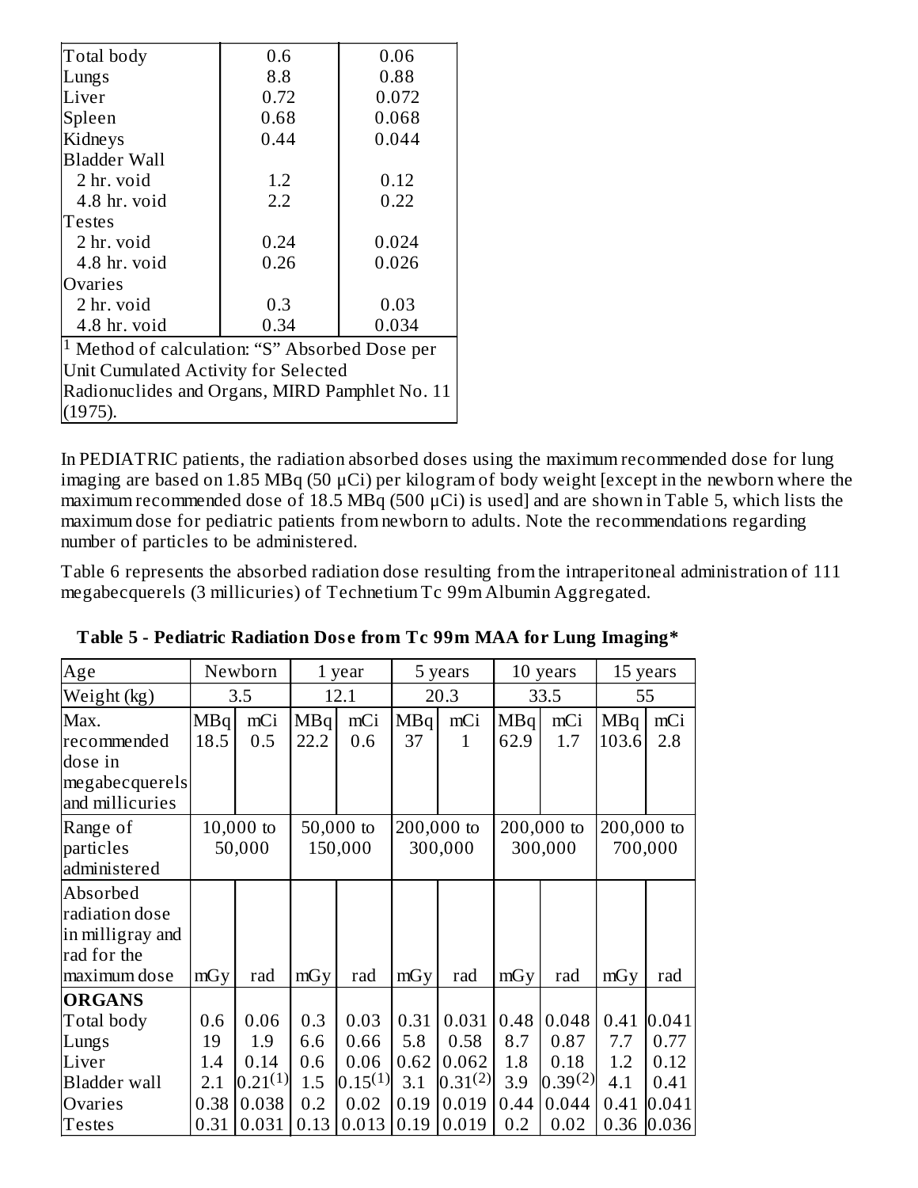| | | |
|---|---|---|
| Total body | 0.6 | 0.06 |
| Lungs | 8.8 | 0.88 |
| Liver | 0.72 | 0.072 |
| Spleen | 0.68 | 0.068 |
| Kidneys | 0.44 | 0.044 |
| Bladder Wall | | |
| 2 hr. void | 1.2 | 0.12 |
| 4.8 hr. void | 2.2 | 0.22 |
| Testes | | |
| 2 hr. void | 0.24 | 0.024 |
| 4.8 hr. void | 0.26 | 0.026 |
| Ovaries | | |
| 2 hr. void | 0.3 | 0.03 |
| 4.8 hr. void | 0.34 | 0.034 |

[1] Method of calculation: "S" Absorbed Dose per Unit Cumulated Activity for Selected Radionuclides and Organs, MIRD Pamphlet No. 11 (1975).

In PEDIATRIC patients, the radiation absorbed doses using the maximum recommended dose for lung imaging are based on 1.85 MBq (50 µCi) per kilogram of body weight [except in the newborn where the maximum recommended dose of 18.5 MBq (500 µCi) is used] and are shown in Table 5, which lists the maximum dose for pediatric patients from newborn to adults. Note the recommendations regarding number of particles to be administered.

Table 6 represents the absorbed radiation dose resulting from the intraperitoneal administration of 111 megabecquerels (3 millicuries) of Technetium Tc 99m Albumin Aggregated.

**Table 5 - Pediatric Radiation Dose from Tc 99m MAA for Lung Imaging***

| Age | Newborn | | 1 year | | 5 years | | 10 years | | 15 years | |
|---|---|---|---|---|---|---|---|---|---|---|
| Weight (kg) | 3.5 | | 12.1 | | 20.3 | | 33.5 | | 55 | |
| Max. recommended dose in megabecquerels and millicuries | MBq 18.5 | mCi 0.5 | MBq 22.2 | mCi 0.6 | MBq 37 | mCi 1 | MBq 62.9 | mCi 1.7 | MBq 103.6 | mCi 2.8 |
| Range of particles administered | 10,000 to 50,000 | | 50,000 to 150,000 | | 200,000 to 300,000 | | 200,000 to 300,000 | | 200,000 to 700,000 | |
| Absorbed radiation dose in milligray and rad for the maximum dose | mGy | rad | mGy | rad | mGy | rad | mGy | rad | mGy | rad |
| **ORGANS** | | | | | | | | | | |
| Total body | 0.6 | 0.06 | 0.3 | 0.03 | 0.31 | 0.031 | 0.48 | 0.048 | 0.41 | 0.041 |
| Lungs | 19 | 1.9 | 6.6 | 0.66 | 5.8 | 0.58 | 8.7 | 0.87 | 7.7 | 0.77 |
| Liver | 1.4 | 0.14 | 0.6 | 0.06 | 0.62 | 0.062 | 1.8 | 0.18 | 1.2 | 0.12 |
| Bladder wall | 2.1 | 0.21(1) | 1.5 | 0.15(1) | 3.1 | 0.31(2) | 3.9 | 0.39(2) | 4.1 | 0.41 |
| Ovaries | 0.38 | 0.038 | 0.2 | 0.02 | 0.19 | 0.019 | 0.44 | 0.044 | 0.41 | 0.041 |
| Testes | 0.31 | 0.031 | 0.13 | 0.013 | 0.19 | 0.019 | 0.2 | 0.02 | 0.36 | 0.036 |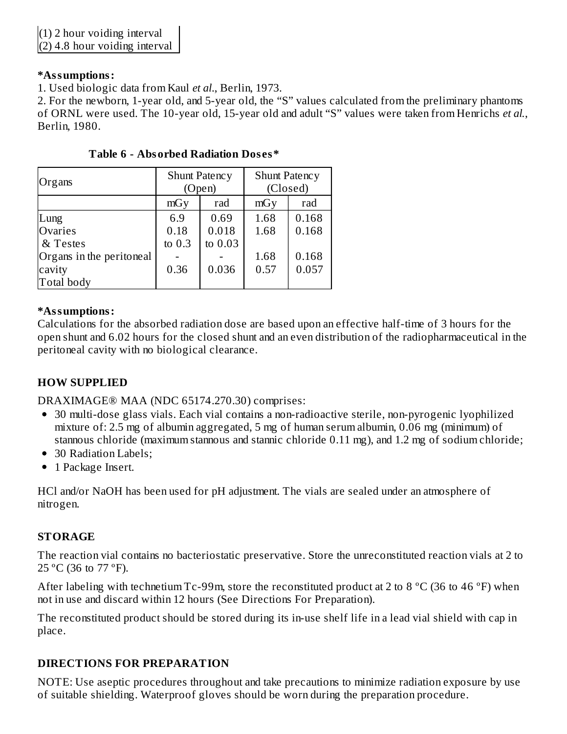(1) 2 hour voiding interval
(2) 4.8 hour voiding interval

**\*Assumptions:**

1. Used biologic data from Kaul *et al.*, Berlin, 1973.
2. For the newborn, 1-year old, and 5-year old, the "S" values calculated from the preliminary phantoms of ORNL were used. The 10-year old, 15-year old and adult "S" values were taken from Henrichs *et al.*, Berlin, 1980.

**Table 6 - Absorbed Radiation Doses\***

| Organs | Shunt Patency (Open) | | Shunt Patency (Closed) | |
|---|---|---|---|---|
| | mGy | rad | mGy | rad |
| Lung | 6.9 | 0.69 | 1.68 | 0.168 |
| Ovaries | 0.18 | 0.018 | 1.68 | 0.168 |
| & Testes | to 0.3 | to 0.03 | | |
| Organs in the peritoneal | - | - | 1.68 | 0.168 |
| cavity | 0.36 | 0.036 | 0.57 | 0.057 |
| Total body | | | | |

**\*Assumptions:**

Calculations for the absorbed radiation dose are based upon an effective half-time of 3 hours for the open shunt and 6.02 hours for the closed shunt and an even distribution of the radiopharmaceutical in the peritoneal cavity with no biological clearance.

## HOW SUPPLIED

DRAXIMAGE® MAA (NDC 65174.270.30) comprises:

- 30 multi-dose glass vials. Each vial contains a non-radioactive sterile, non-pyrogenic lyophilized mixture of: 2.5 mg of albumin aggregated, 5 mg of human serum albumin, 0.06 mg (minimum) of stannous chloride (maximum stannous and stannic chloride 0.11 mg), and 1.2 mg of sodium chloride;
- 30 Radiation Labels;
- 1 Package Insert.

HCl and/or NaOH has been used for pH adjustment. The vials are sealed under an atmosphere of nitrogen.

## STORAGE

The reaction vial contains no bacteriostatic preservative. Store the unreconstituted reaction vials at 2 to 25 ºC (36 to 77 ºF).

After labeling with technetium Tc-99m, store the reconstituted product at 2 to 8 ºC (36 to 46 ºF) when not in use and discard within 12 hours (See Directions For Preparation).

The reconstituted product should be stored during its in-use shelf life in a lead vial shield with cap in place.

## DIRECTIONS FOR PREPARATION

NOTE: Use aseptic procedures throughout and take precautions to minimize radiation exposure by use of suitable shielding. Waterproof gloves should be worn during the preparation procedure.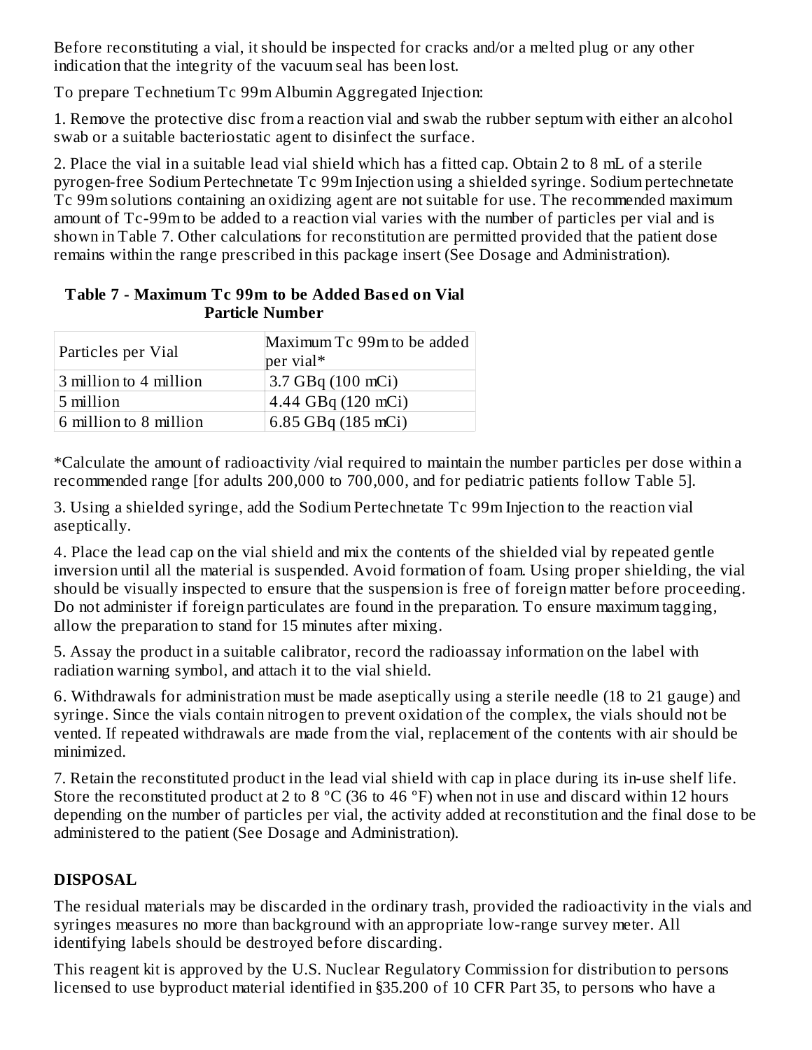Before reconstituting a vial, it should be inspected for cracks and/or a melted plug or any other indication that the integrity of the vacuum seal has been lost.

To prepare Technetium Tc 99m Albumin Aggregated Injection:

1. Remove the protective disc from a reaction vial and swab the rubber septum with either an alcohol swab or a suitable bacteriostatic agent to disinfect the surface.

2. Place the vial in a suitable lead vial shield which has a fitted cap. Obtain 2 to 8 mL of a sterile pyrogen-free Sodium Pertechnetate Tc 99m Injection using a shielded syringe. Sodium pertechnetate Tc 99m solutions containing an oxidizing agent are not suitable for use. The recommended maximum amount of Tc-99m to be added to a reaction vial varies with the number of particles per vial and is shown in Table 7. Other calculations for reconstitution are permitted provided that the patient dose remains within the range prescribed in this package insert (See Dosage and Administration).

**Table 7 - Maximum Tc 99m to be Added Based on Vial Particle Number**

| Particles per Vial | Maximum Tc 99m to be added per vial* |
|---|---|
| 3 million to 4 million | 3.7 GBq (100 mCi) |
| 5 million | 4.44 GBq (120 mCi) |
| 6 million to 8 million | 6.85 GBq (185 mCi) |

*Calculate the amount of radioactivity /vial required to maintain the number particles per dose within a recommended range [for adults 200,000 to 700,000, and for pediatric patients follow Table 5].

3. Using a shielded syringe, add the Sodium Pertechnetate Tc 99m Injection to the reaction vial aseptically.

4. Place the lead cap on the vial shield and mix the contents of the shielded vial by repeated gentle inversion until all the material is suspended. Avoid formation of foam. Using proper shielding, the vial should be visually inspected to ensure that the suspension is free of foreign matter before proceeding. Do not administer if foreign particulates are found in the preparation. To ensure maximum tagging, allow the preparation to stand for 15 minutes after mixing.

5. Assay the product in a suitable calibrator, record the radioassay information on the label with radiation warning symbol, and attach it to the vial shield.

6. Withdrawals for administration must be made aseptically using a sterile needle (18 to 21 gauge) and syringe. Since the vials contain nitrogen to prevent oxidation of the complex, the vials should not be vented. If repeated withdrawals are made from the vial, replacement of the contents with air should be minimized.

7. Retain the reconstituted product in the lead vial shield with cap in place during its in-use shelf life. Store the reconstituted product at 2 to 8 ºC (36 to 46 ºF) when not in use and discard within 12 hours depending on the number of particles per vial, the activity added at reconstitution and the final dose to be administered to the patient (See Dosage and Administration).

## DISPOSAL

The residual materials may be discarded in the ordinary trash, provided the radioactivity in the vials and syringes measures no more than background with an appropriate low-range survey meter. All identifying labels should be destroyed before discarding.

This reagent kit is approved by the U.S. Nuclear Regulatory Commission for distribution to persons licensed to use byproduct material identified in §35.200 of 10 CFR Part 35, to persons who have a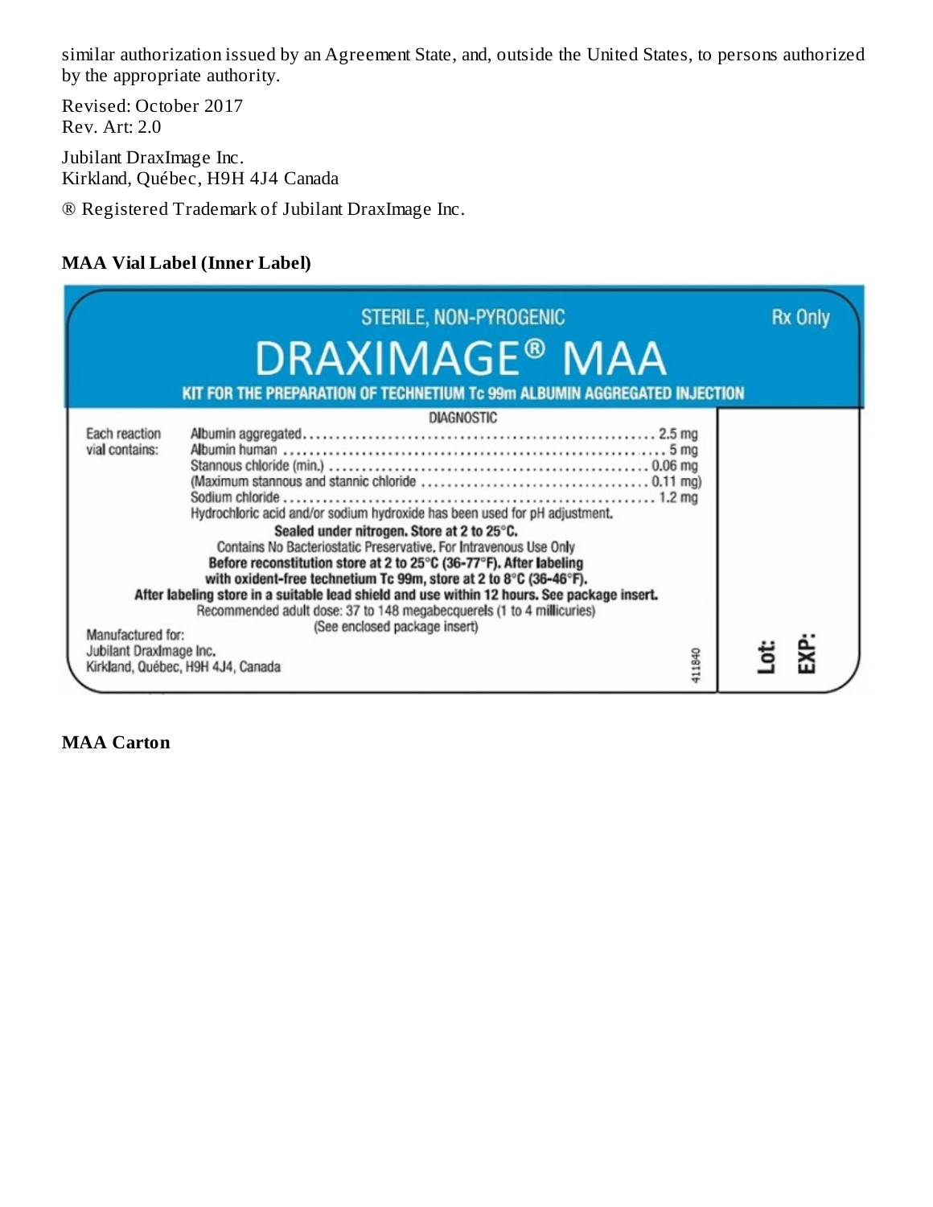similar authorization issued by an Agreement State, and, outside the United States, to persons authorized by the appropriate authority.

Revised: October 2017
Rev. Art: 2.0

Jubilant DraxImage Inc.
Kirkland, Québec, H9H 4J4 Canada

® Registered Trademark of Jubilant DraxImage Inc.

**MAA Vial Label (Inner Label)**

STERILE, NON-PYROGENIC

Rx Only

DRAXIMAGE® MAA

KIT FOR THE PREPARATION OF TECHNETIUM Tc 99m ALBUMIN AGGREGATED INJECTION

DIAGNOSTIC

Each reaction vial contains:

- Albumin aggregated .......... 2.5 mg
- Albumin human .......... 5 mg
- Stannous chloride (min.) .......... 0.06 mg
- (Maximum stannous and stannic chloride .......... 0.11 mg)
- Sodium chloride .......... 1.2 mg

Hydrochloric acid and/or sodium hydroxide has been used for pH adjustment.

**Sealed under nitrogen. Store at 2 to 25°C.**

Contains No Bacteriostatic Preservative. For Intravenous Use Only

**Before reconstitution store at 2 to 25°C (36-77°F). After labeling with oxident-free technetium Tc 99m, store at 2 to 8°C (36-46°F).**

**After labeling store in a suitable lead shield and use within 12 hours. See package insert.**

Recommended adult dose: 37 to 148 megabecquerels (1 to 4 millicuries)

(See enclosed package insert)

Manufactured for:
Jubilant DraxImage Inc.
Kirkland, Québec, H9H 4J4, Canada

411840

Lot:

EXP:

**MAA Carton**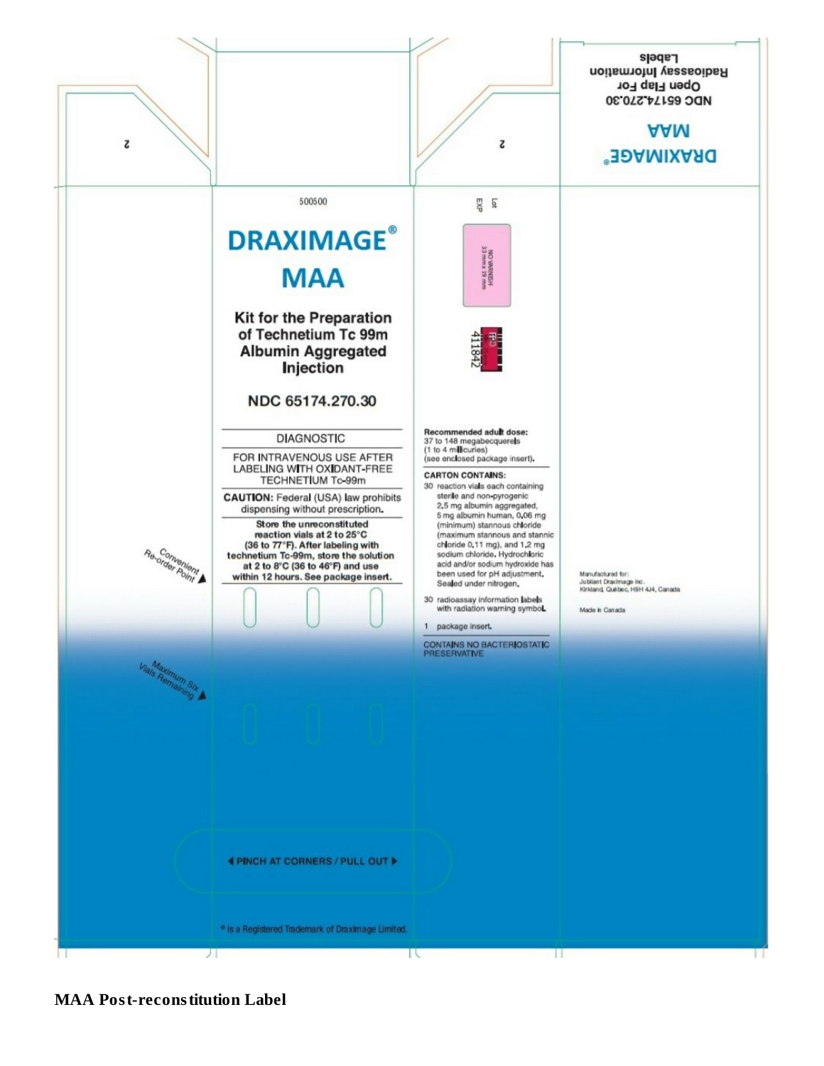DRAXIMAGE®
MAA
NDC 65174.270.30
Open Flap For
Radioassay Information
Labels

500500

# DRAXIMAGE® MAA

**Kit for the Preparation of Technetium Tc 99m Albumin Aggregated Injection**

**NDC 65174.270.30**

DIAGNOSTIC

FOR INTRAVENOUS USE AFTER LABELING WITH OXIDANT-FREE TECHNETIUM Tc-99m

**CAUTION:** Federal (USA) law prohibits dispensing without prescription.

**Store the unreconstituted reaction vials at 2 to 25°C (36 to 77°F). After labeling with technetium Tc-99m, store the solution at 2 to 8°C (36 to 46°F) and use within 12 hours. See package insert.**

Convenient Re-order Point

Maximum Six Vials Remaining

PINCH AT CORNERS / PULL OUT

® Is a Registered Trademark of Draximage Limited.

Lot
EXP

NO VARNISH
33 mm x 19 mm

411842

**Recommended adult dose:**
37 to 148 megabecquerels
(1 to 4 millicuries)
(see enclosed package insert).

**CARTON CONTAINS:**

30 reaction vials each containing sterile and non-pyrogenic 2.5 mg albumin aggregated, 5 mg albumin human, 0.06 mg (minimum) stannous chloride (maximum stannous and stannic chloride 0.11 mg), and 1.2 mg sodium chloride. Hydrochloric acid and/or sodium hydroxide has been used for pH adjustment. Sealed under nitrogen.

30 radioassay information labels with radiation warning symbol.

1 package insert.

CONTAINS NO BACTERIOSTATIC PRESERVATIVE

Manufactured for:
Jubilant Draximage Inc.
Kirkland, Québec, H9H 4J4, Canada

Made in Canada

**MAA Post-reconstitution Label**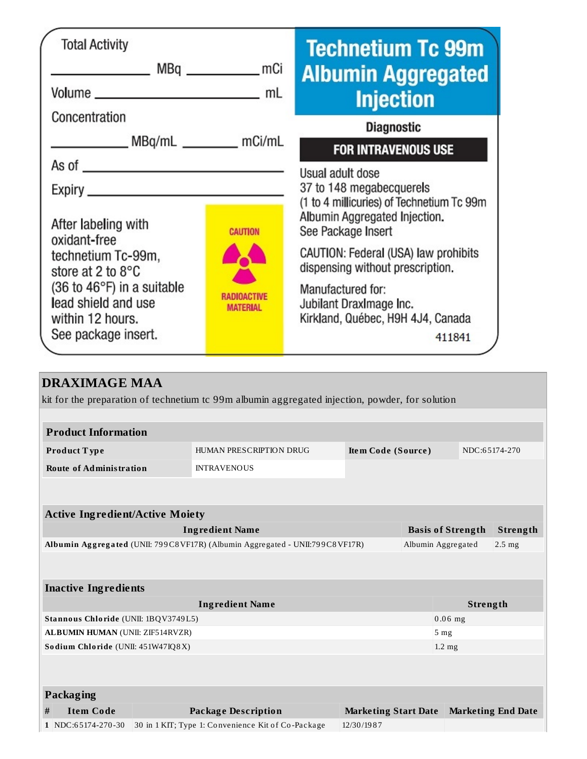Total Activity

_____________ MBq _____________ mCi

Volume _________________________ mL

Concentration

_____________ MBq/mL _________ mCi/mL

As of _____________________________

Expiry ____________________________

After labeling with oxidant-free technetium Tc-99m, store at 2 to 8°C (36 to 46°F) in a suitable lead shield and use within 12 hours.
See package insert.

CAUTION
RADIOACTIVE MATERIAL

# Technetium Tc 99m Albumin Aggregated Injection

**Diagnostic**

**FOR INTRAVENOUS USE**

Usual adult dose
37 to 148 megabecquerels
(1 to 4 millicuries) of Technetium Tc 99m Albumin Aggregated Injection.
See Package Insert

CAUTION: Federal (USA) law prohibits dispensing without prescription.

Manufactured for:
Jubilant DraxImage Inc.
Kirkland, Québec, H9H 4J4, Canada

411841

## DRAXIMAGE MAA

kit for the preparation of technetium tc 99m albumin aggregated injection, powder, for solution

| **Product Information** | | | |
|---|---|---|---|
| **Product Type** | HUMAN PRESCRIPTION DRUG | **Item Code (Source)** | NDC:65174-270 |
| **Route of Administration** | INTRAVENOUS | | |

| **Active Ingredient/Active Moiety** | | |
|---|---|---|
| **Ingredient Name** | **Basis of Strength** | **Strength** |
| **Albumin Aggregated** (UNII: 799C8VF17R) (Albumin Aggregated - UNII:799C8VF17R) | Albumin Aggregated | 2.5 mg |

| **Inactive Ingredients** | |
|---|---|
| **Ingredient Name** | **Strength** |
| **Stannous Chloride** (UNII: 1BQV3749L5) | 0.06 mg |
| **ALBUMIN HUMAN** (UNII: ZIF514RVZR) | 5 mg |
| **Sodium Chloride** (UNII: 451W47IQ8X) | 1.2 mg |

| **Packaging** | | | | |
|---|---|---|---|---|
| **#** | **Item Code** | **Package Description** | **Marketing Start Date** | **Marketing End Date** |
| 1 | NDC:65174-270-30 | 30 in 1 KIT; Type 1: Convenience Kit of Co-Package | 12/30/1987 | |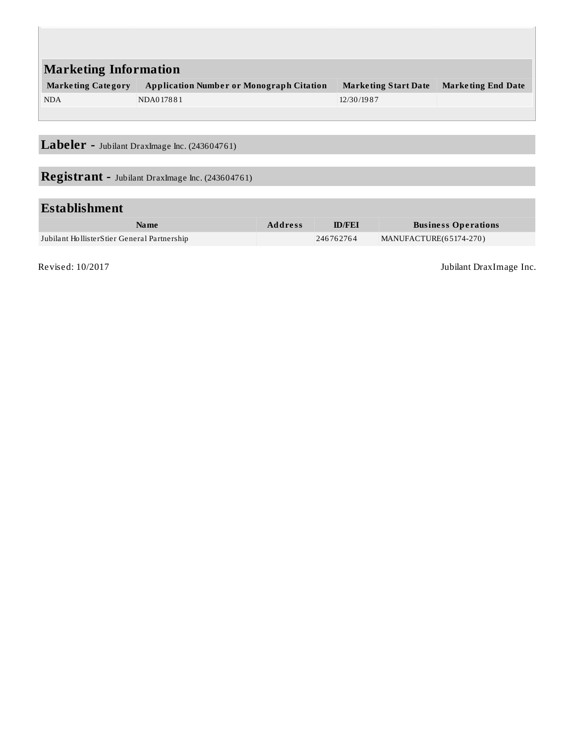## Marketing Information

| Marketing Category | Application Number or Monograph Citation | Marketing Start Date | Marketing End Date |
|---|---|---|---|
| NDA | NDA017881 | 12/30/1987 | |

## Labeler - Jubilant DraxImage Inc. (243604761)

## Registrant - Jubilant DraxImage Inc. (243604761)

## Establishment

| Name | Address | ID/FEI | Business Operations |
|---|---|---|---|
| Jubilant HollisterStier General Partnership | | 246762764 | MANUFACTURE(65174-270) |

Revised: 10/2017

Jubilant DraxImage Inc.